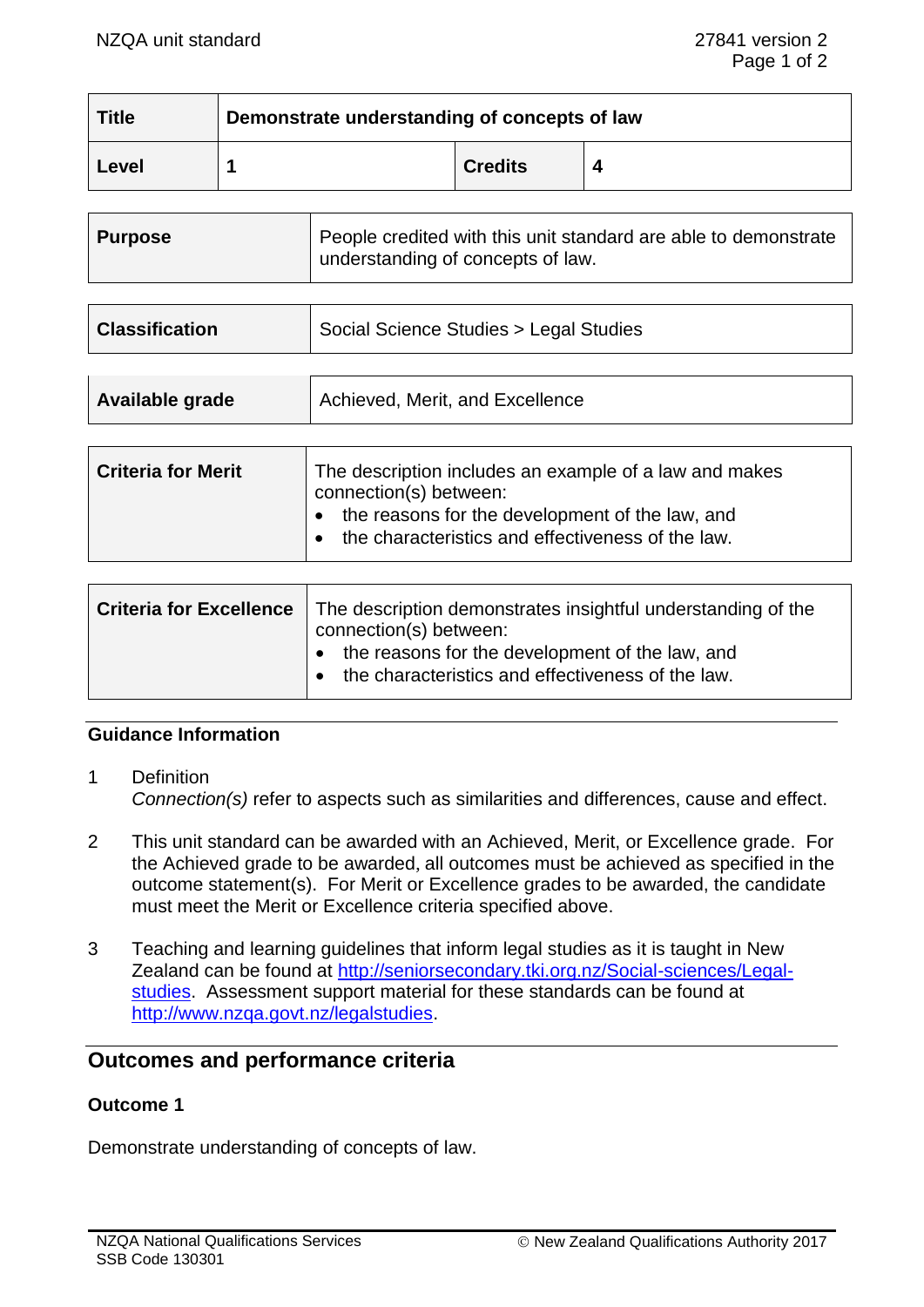| Title | Demonstrate understanding of concepts of law | | |
|---|---|---|---|
| Level | 1 | Credits | 4 |

| Purpose | People credited with this unit standard are able to demonstrate understanding of concepts of law. |
|---|---|

| Classification | Social Science Studies > Legal Studies |
|---|---|

| Available grade | Achieved, Merit, and Excellence |
|---|---|

| Criteria for Merit | The description includes an example of a law and makes connection(s) between:<br>• the reasons for the development of the law, and<br>• the characteristics and effectiveness of the law. |
|---|---|

| Criteria for Excellence | The description demonstrates insightful understanding of the connection(s) between:<br>• the reasons for the development of the law, and<br>• the characteristics and effectiveness of the law. |
|---|---|

## Guidance Information

1. Definition
   *Connection(s)* refer to aspects such as similarities and differences, cause and effect.

2. This unit standard can be awarded with an Achieved, Merit, or Excellence grade. For the Achieved grade to be awarded, all outcomes must be achieved as specified in the outcome statement(s). For Merit or Excellence grades to be awarded, the candidate must meet the Merit or Excellence criteria specified above.

3. Teaching and learning guidelines that inform legal studies as it is taught in New Zealand can be found at http://seniorsecondary.tki.org.nz/Social-sciences/Legal-studies. Assessment support material for these standards can be found at http://www.nzqa.govt.nz/legalstudies.

## Outcomes and performance criteria

### Outcome 1

Demonstrate understanding of concepts of law.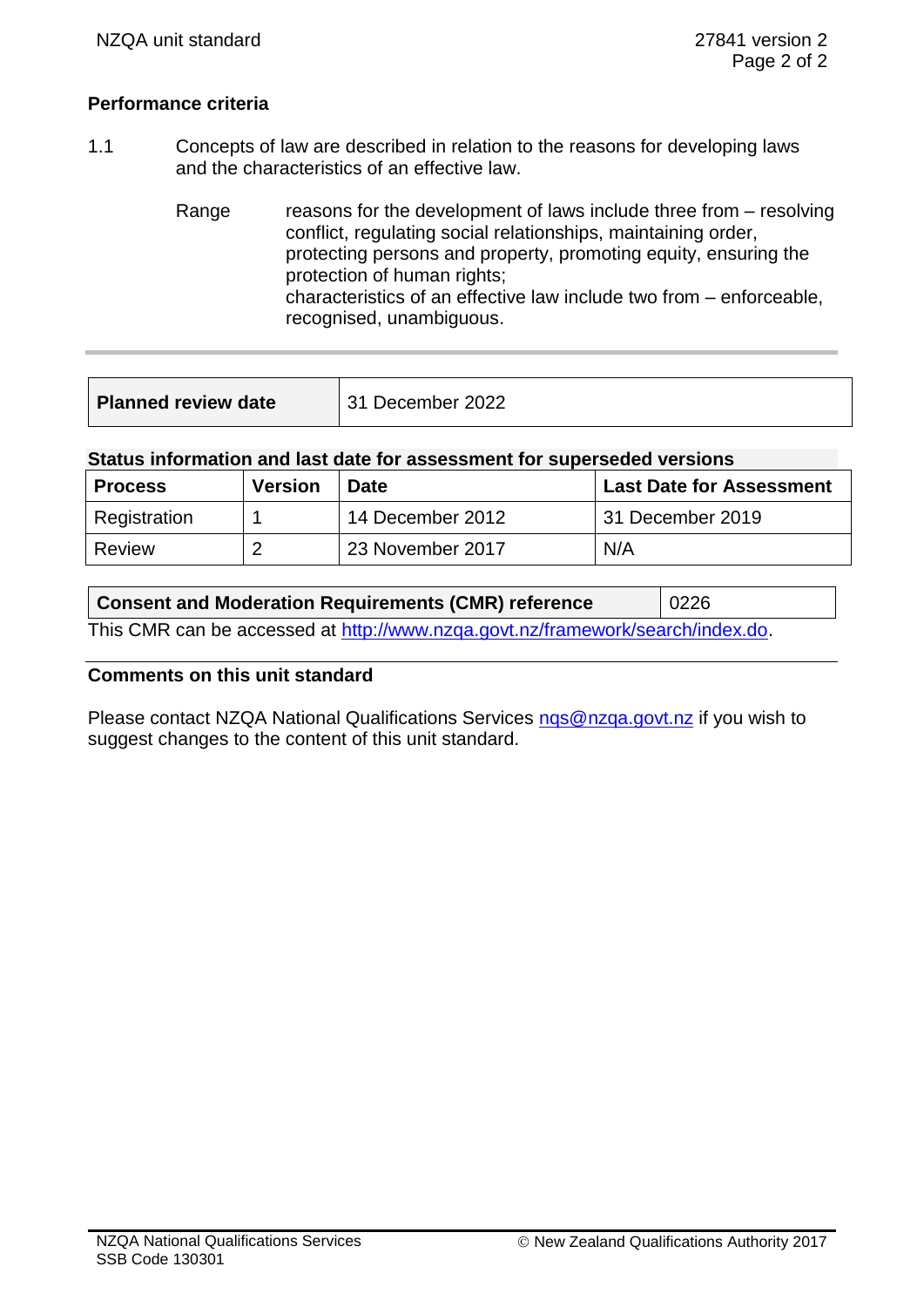## Performance criteria

1.1 Concepts of law are described in relation to the reasons for developing laws and the characteristics of an effective law.

Range: reasons for the development of laws include three from – resolving conflict, regulating social relationships, maintaining order, protecting persons and property, promoting equity, ensuring the protection of human rights;
characteristics of an effective law include two from – enforceable, recognised, unambiguous.

| | |
|---|---|
| **Planned review date** | 31 December 2022 |

**Status information and last date for assessment for superseded versions**

| Process | Version | Date | Last Date for Assessment |
|---|---|---|---|
| Registration | 1 | 14 December 2012 | 31 December 2019 |
| Review | 2 | 23 November 2017 | N/A |

| | |
|---|---|
| **Consent and Moderation Requirements (CMR) reference** | 0226 |

This CMR can be accessed at http://www.nzqa.govt.nz/framework/search/index.do.

## Comments on this unit standard

Please contact NZQA National Qualifications Services nqs@nzqa.govt.nz if you wish to suggest changes to the content of this unit standard.